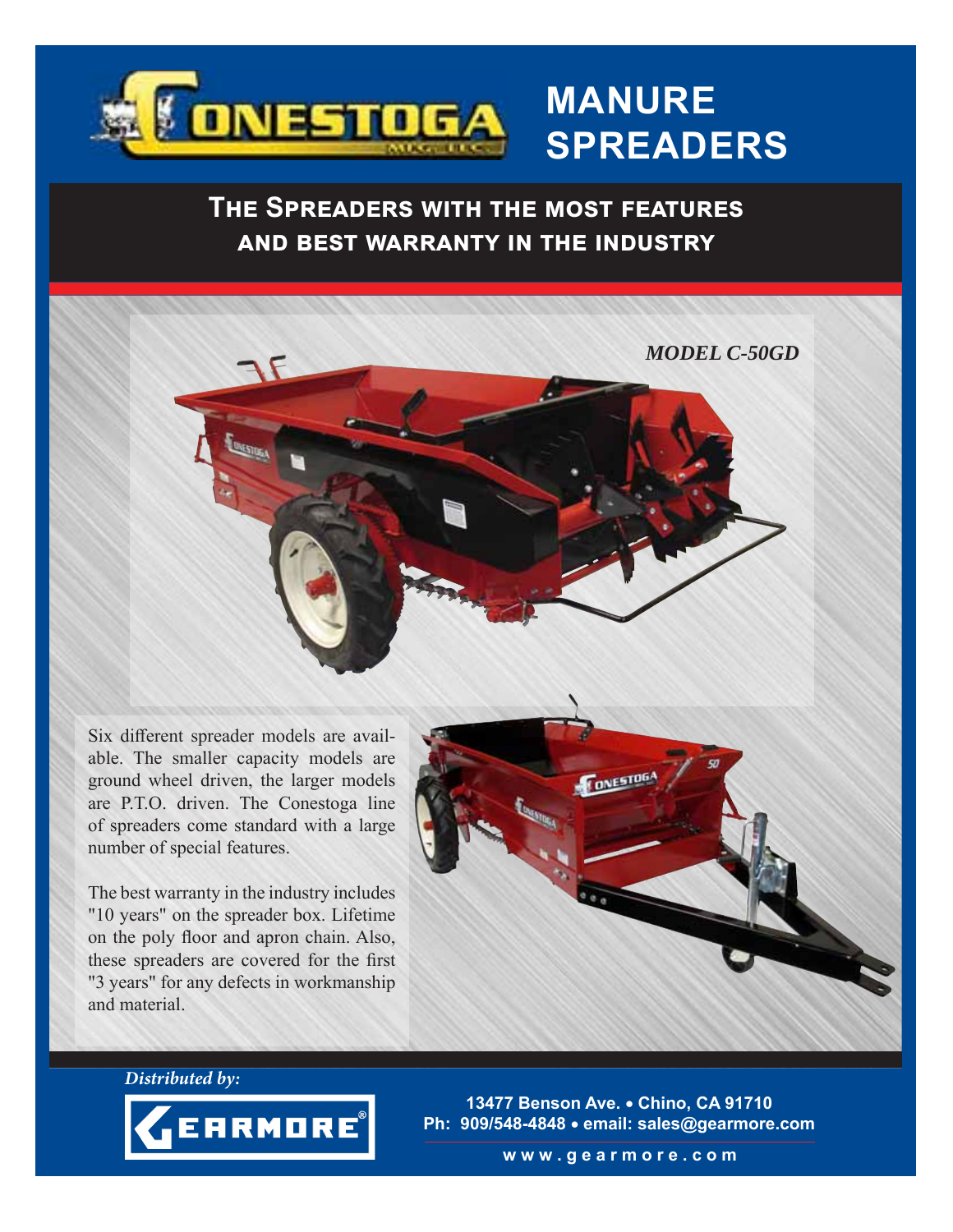# MANURE SPREADERS

## The Spreaders with the most features and best warranty in the industry

*MODEL C-50GD*

Six different spreader models are available. The smaller capacity models are ground wheel driven, the larger models are P.T.O. driven. The Conestoga line of spreaders come standard with a large number of special features.

The best warranty in the industry includes "10 years" on the spreader box. Lifetime on the poly floor and apron chain. Also, these spreaders are covered for the first "3 years" for any defects in workmanship and material.

*Distributed by:*

**GEARMORE®**

**13477 Benson Ave. • Chino, CA 91710**
**Ph: 909/548-4848 • email: sales@gearmore.com**

**www.gearmore.com**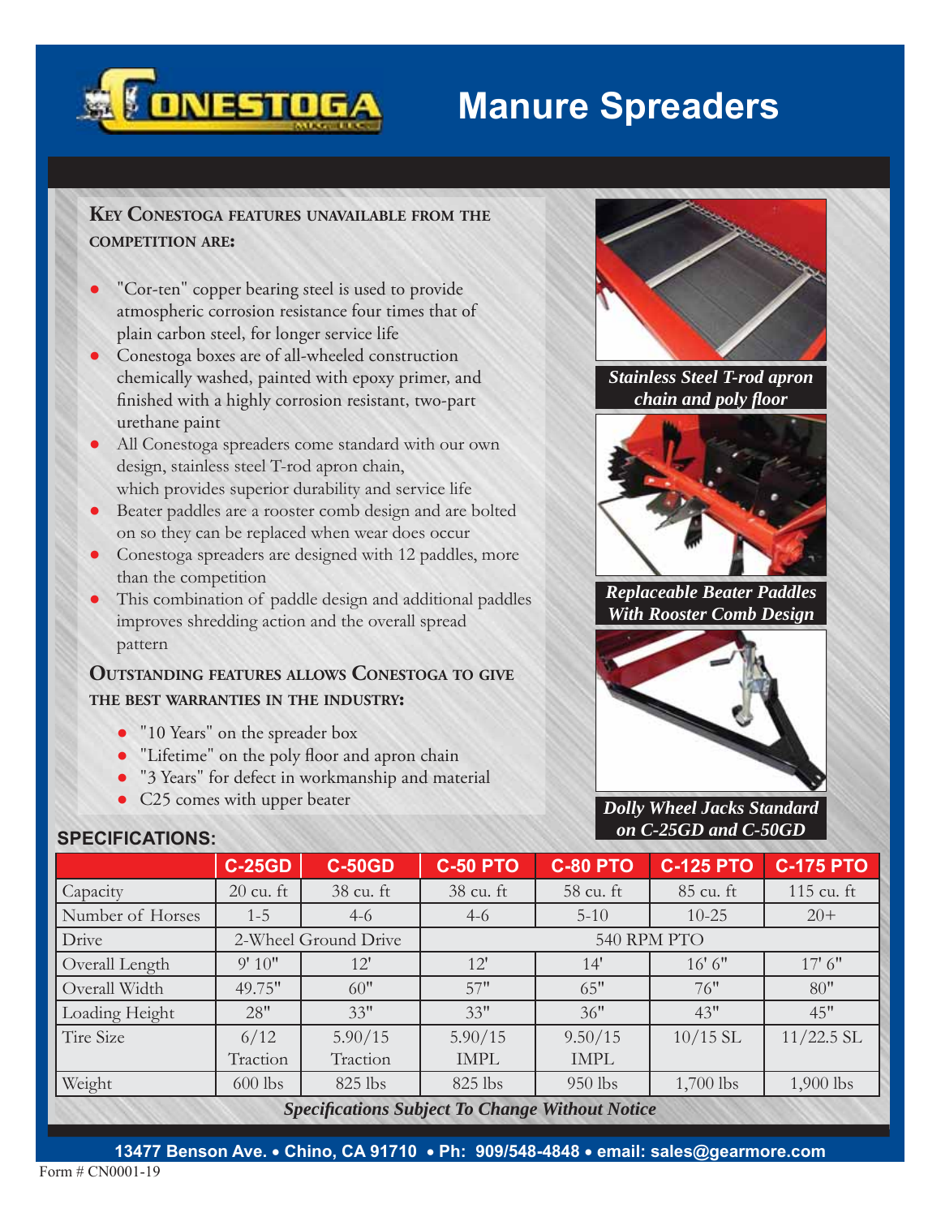# Manure Spreaders

**Key Conestoga features unavailable from the competition are:**

- "Cor-ten" copper bearing steel is used to provide atmospheric corrosion resistance four times that of plain carbon steel, for longer service life
- Conestoga boxes are of all-wheeled construction chemically washed, painted with epoxy primer, and finished with a highly corrosion resistant, two-part urethane paint
- All Conestoga spreaders come standard with our own design, stainless steel T-rod apron chain, which provides superior durability and service life
- Beater paddles are a rooster comb design and are bolted on so they can be replaced when wear does occur
- Conestoga spreaders are designed with 12 paddles, more than the competition
- This combination of paddle design and additional paddles improves shredding action and the overall spread pattern

**Outstanding features allows Conestoga to give the best warranties in the industry:**

- "10 Years" on the spreader box
- "Lifetime" on the poly floor and apron chain
- "3 Years" for defect in workmanship and material
- C25 comes with upper beater

***Stainless Steel T-rod apron chain and poly floor***

***Replaceable Beater Paddles With Rooster Comb Design***

***Dolly Wheel Jacks Standard on C-25GD and C-50GD***

## SPECIFICATIONS:

| | C-25GD | C-50GD | C-50 PTO | C-80 PTO | C-125 PTO | C-175 PTO |
|---|---|---|---|---|---|---|
| Capacity | 20 cu. ft | 38 cu. ft | 38 cu. ft | 58 cu. ft | 85 cu. ft | 115 cu. ft |
| Number of Horses | 1-5 | 4-6 | 4-6 | 5-10 | 10-25 | 20+ |
| Drive | 2-Wheel Ground Drive | | 540 RPM PTO | | | |
| Overall Length | 9' 10" | 12' | 12' | 14' | 16' 6" | 17' 6" |
| Overall Width | 49.75" | 60" | 57" | 65" | 76" | 80" |
| Loading Height | 28" | 33" | 33" | 36" | 43" | 45" |
| Tire Size | 6/12 Traction | 5.90/15 Traction | 5.90/15 IMPL | 9.50/15 IMPL | 10/15 SL | 11/22.5 SL |
| Weight | 600 lbs | 825 lbs | 825 lbs | 950 lbs | 1,700 lbs | 1,900 lbs |

***Specifications Subject To Change Without Notice***

**13477 Benson Ave. • Chino, CA 91710 • Ph: 909/548-4848 • email: sales@gearmore.com**

Form # CN0001-19